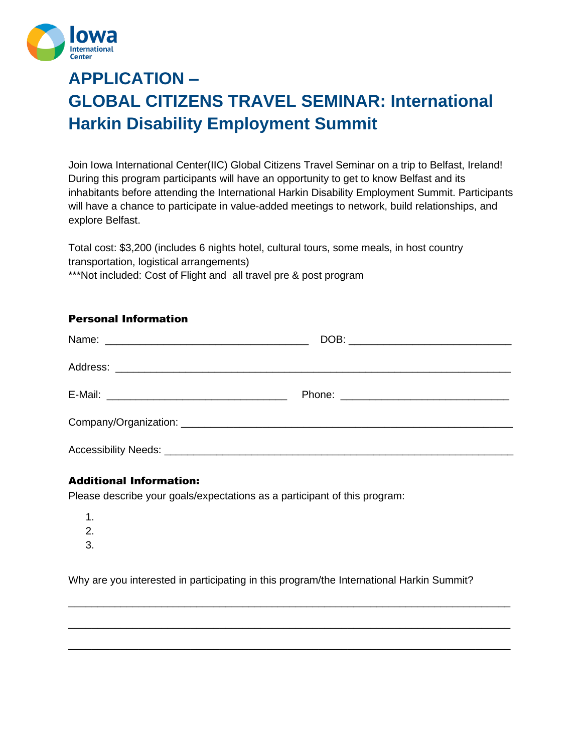Iowa International Center

# APPLICATION – GLOBAL CITIZENS TRAVEL SEMINAR: International Harkin Disability Employment Summit

Join Iowa International Center(IIC) Global Citizens Travel Seminar on a trip to Belfast, Ireland! During this program participants will have an opportunity to get to know Belfast and its inhabitants before attending the International Harkin Disability Employment Summit. Participants will have a chance to participate in value-added meetings to network, build relationships, and explore Belfast.

Total cost: $3,200 (includes 6 nights hotel, cultural tours, some meals, in host country transportation, logistical arrangements)
***Not included: Cost of Flight and all travel pre & post program

**Personal Information**

Name: ___________________________________ DOB: ____________________________

Address: ____________________________________________________________________

E-Mail: _______________________________ Phone: _____________________________

Company/Organization: _____________________________________________________

Accessibility Needs: ________________________________________________________

**Additional Information:**

Please describe your goals/expectations as a participant of this program:

1.
2.
3.

Why are you interested in participating in this program/the International Harkin Summit?

____________________________________________________________________________

____________________________________________________________________________

____________________________________________________________________________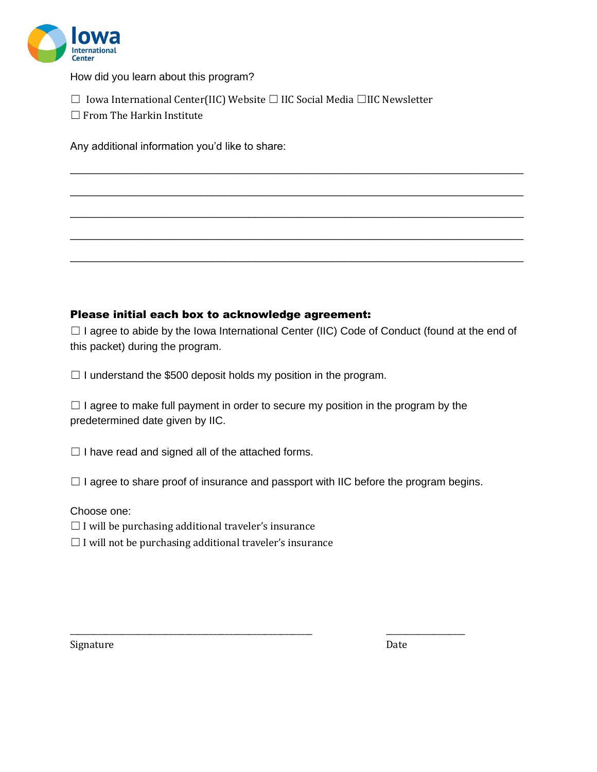How did you learn about this program?

☐ Iowa International Center(IIC) Website ☐ IIC Social Media ☐IIC Newsletter
☐ From The Harkin Institute

Any additional information you'd like to share:

______________________________________________________________________________

______________________________________________________________________________

______________________________________________________________________________

______________________________________________________________________________

______________________________________________________________________________

**Please initial each box to acknowledge agreement:**

☐ I agree to abide by the Iowa International Center (IIC) Code of Conduct (found at the end of this packet) during the program.

☐ I understand the $500 deposit holds my position in the program.

☐ I agree to make full payment in order to secure my position in the program by the predetermined date given by IIC.

☐ I have read and signed all of the attached forms.

☐ I agree to share proof of insurance and passport with IIC before the program begins.

Choose one:
☐ I will be purchasing additional traveler's insurance
☐ I will not be purchasing additional traveler's insurance

_______________________________________________ ________________
Signature Date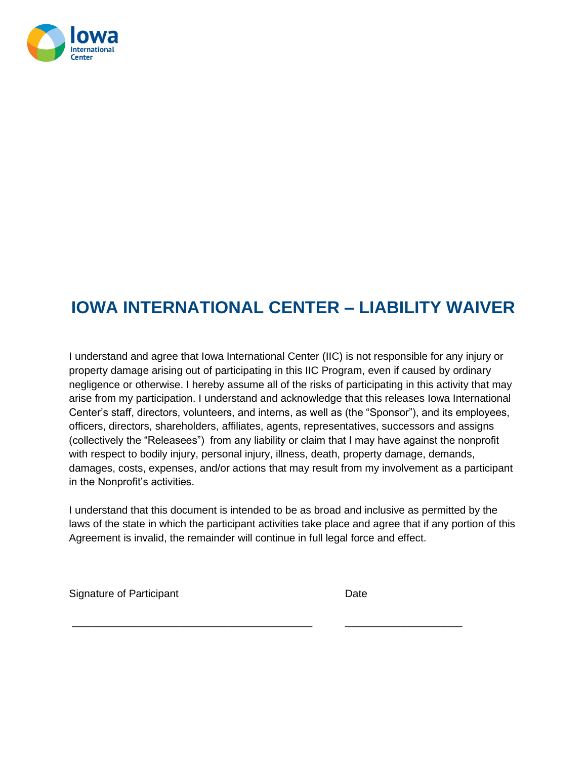# IOWA INTERNATIONAL CENTER – LIABILITY WAIVER

I understand and agree that Iowa International Center (IIC) is not responsible for any injury or property damage arising out of participating in this IIC Program, even if caused by ordinary negligence or otherwise. I hereby assume all of the risks of participating in this activity that may arise from my participation. I understand and acknowledge that this releases Iowa International Center's staff, directors, volunteers, and interns, as well as (the "Sponsor"), and its employees, officers, directors, shareholders, affiliates, agents, representatives, successors and assigns (collectively the "Releasees") from any liability or claim that I may have against the nonprofit with respect to bodily injury, personal injury, illness, death, property damage, demands, damages, costs, expenses, and/or actions that may result from my involvement as a participant in the Nonprofit's activities.

I understand that this document is intended to be as broad and inclusive as permitted by the laws of the state in which the participant activities take place and agree that if any portion of this Agreement is invalid, the remainder will continue in full legal force and effect.

Signature of Participant ________________________________________

Date ____________________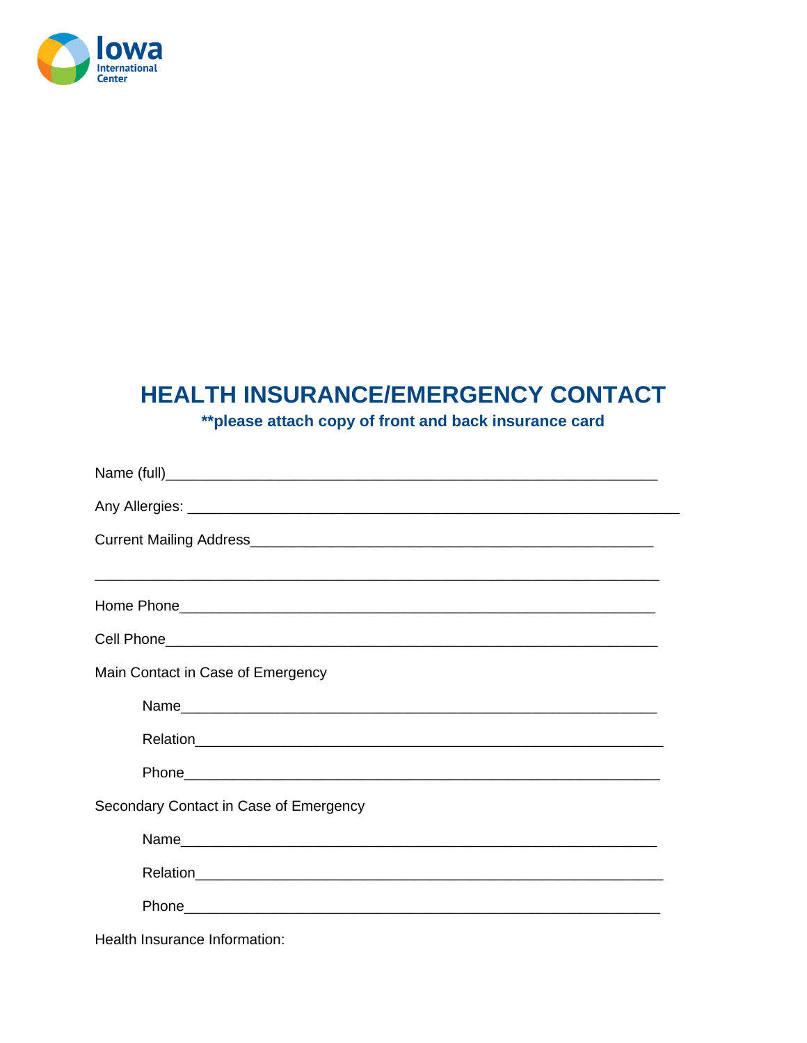Iowa International Center

# HEALTH INSURANCE/EMERGENCY CONTACT

**\*\*please attach copy of front and back insurance card**

Name (full)_______________________________________________________________

Any Allergies: _____________________________________________________________

Current Mailing Address_____________________________________________________

__________________________________________________________________________

Home Phone________________________________________________________________

Cell Phone_________________________________________________________________

Main Contact in Case of Emergency

Name_____________________________________________________________

Relation___________________________________________________________

Phone_____________________________________________________________

Secondary Contact in Case of Emergency

Name_____________________________________________________________

Relation___________________________________________________________

Phone_____________________________________________________________

Health Insurance Information: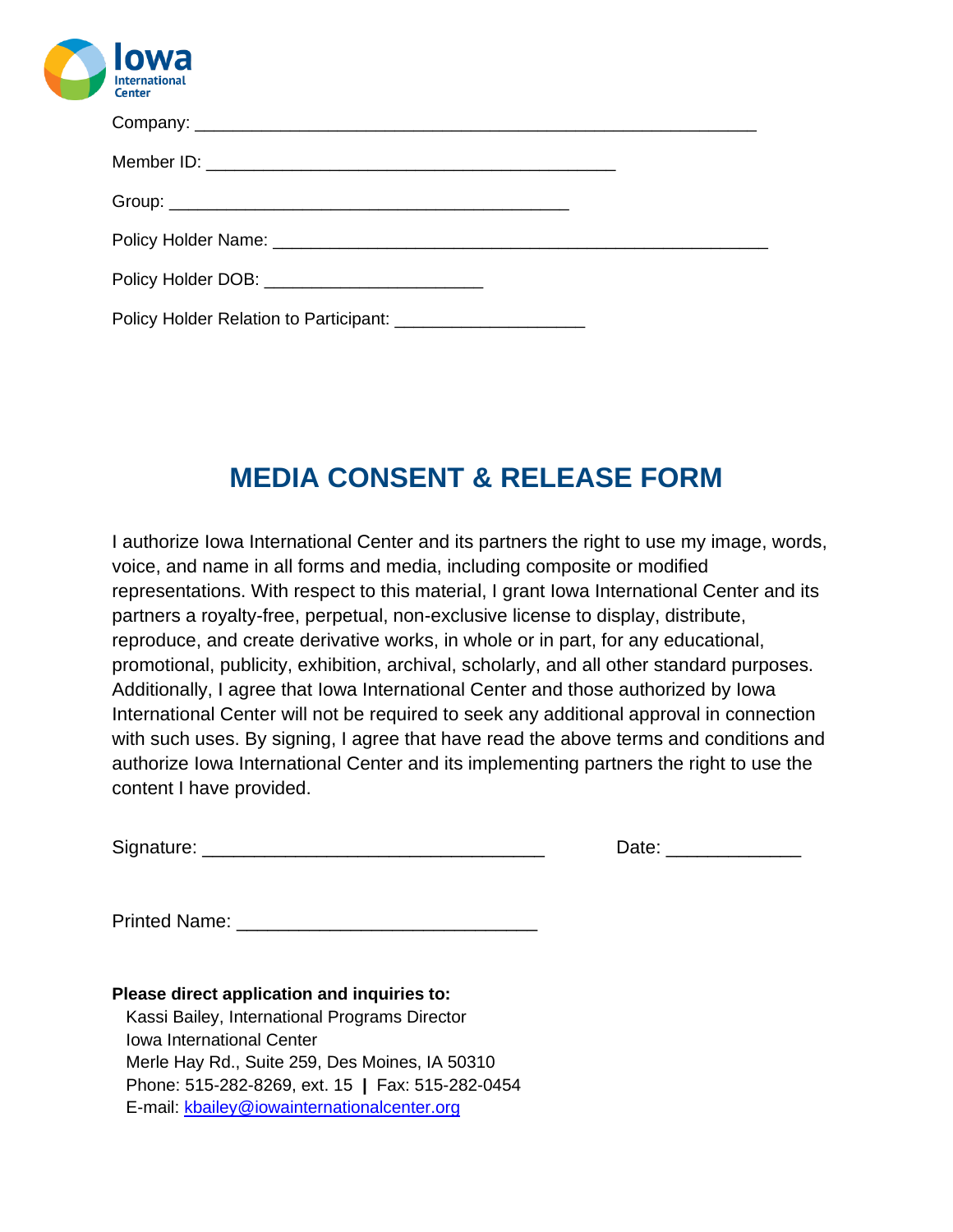Company: ____________________________________________________________

Member ID: ____________________________________________

Group: ___________________________________________

Policy Holder Name: _____________________________________________________

Policy Holder DOB: _______________________

Policy Holder Relation to Participant: ____________________

# MEDIA CONSENT & RELEASE FORM

I authorize Iowa International Center and its partners the right to use my image, words, voice, and name in all forms and media, including composite or modified representations. With respect to this material, I grant Iowa International Center and its partners a royalty-free, perpetual, non-exclusive license to display, distribute, reproduce, and create derivative works, in whole or in part, for any educational, promotional, publicity, exhibition, archival, scholarly, and all other standard purposes. Additionally, I agree that Iowa International Center and those authorized by Iowa International Center will not be required to seek any additional approval in connection with such uses. By signing, I agree that have read the above terms and conditions and authorize Iowa International Center and its implementing partners the right to use the content I have provided.

Signature: ____________________________________ Date: ______________

Printed Name: ________________________________

**Please direct application and inquiries to:**

Kassi Bailey, International Programs Director
Iowa International Center
Merle Hay Rd., Suite 259, Des Moines, IA 50310
Phone: 515-282-8269, ext. 15 **|** Fax: 515-282-0454
E-mail: kbailey@iowainternationalcenter.org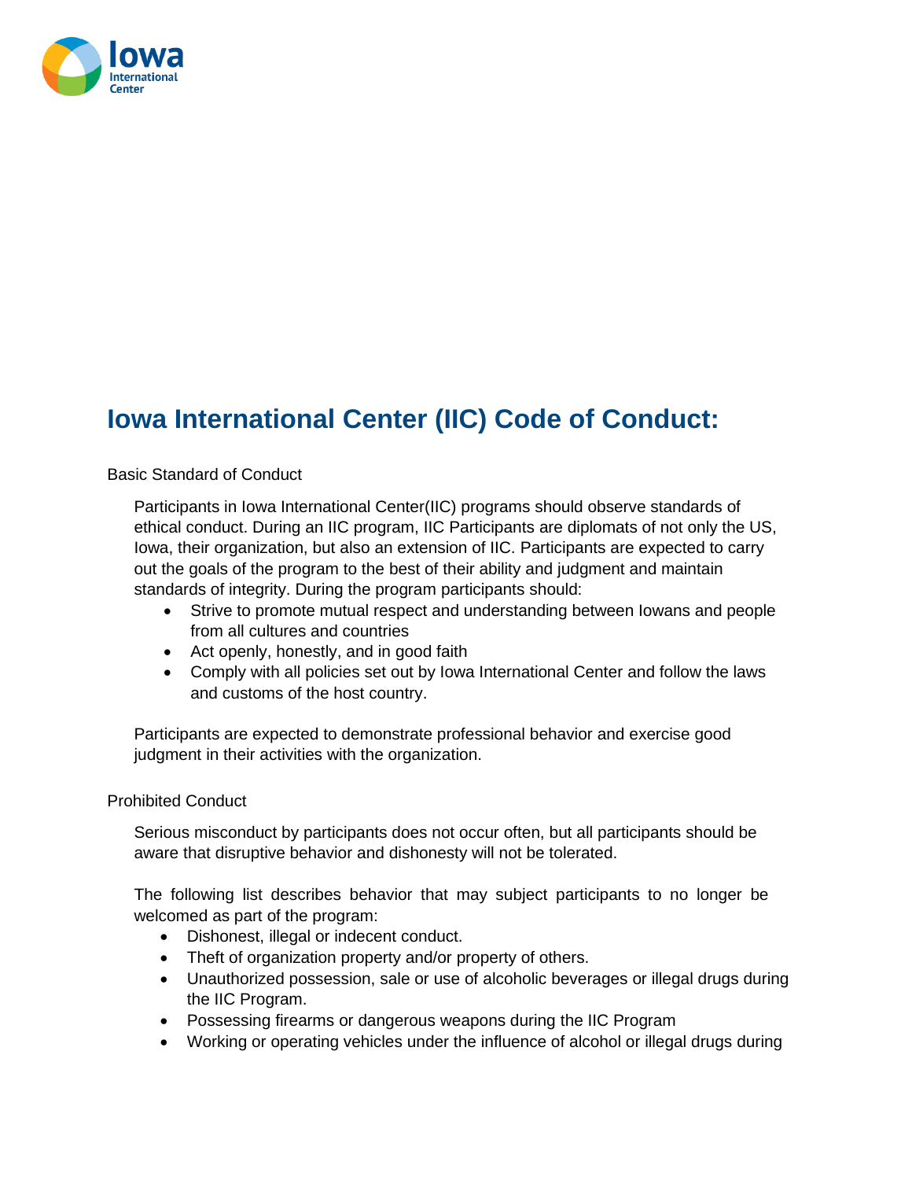# Iowa International Center (IIC) Code of Conduct:

Basic Standard of Conduct

Participants in Iowa International Center(IIC) programs should observe standards of ethical conduct. During an IIC program, IIC Participants are diplomats of not only the US, Iowa, their organization, but also an extension of IIC. Participants are expected to carry out the goals of the program to the best of their ability and judgment and maintain standards of integrity. During the program participants should:

- Strive to promote mutual respect and understanding between Iowans and people from all cultures and countries
- Act openly, honestly, and in good faith
- Comply with all policies set out by Iowa International Center and follow the laws and customs of the host country.

Participants are expected to demonstrate professional behavior and exercise good judgment in their activities with the organization.

Prohibited Conduct

Serious misconduct by participants does not occur often, but all participants should be aware that disruptive behavior and dishonesty will not be tolerated.

The following list describes behavior that may subject participants to no longer be welcomed as part of the program:

- Dishonest, illegal or indecent conduct.
- Theft of organization property and/or property of others.
- Unauthorized possession, sale or use of alcoholic beverages or illegal drugs during the IIC Program.
- Possessing firearms or dangerous weapons during the IIC Program
- Working or operating vehicles under the influence of alcohol or illegal drugs during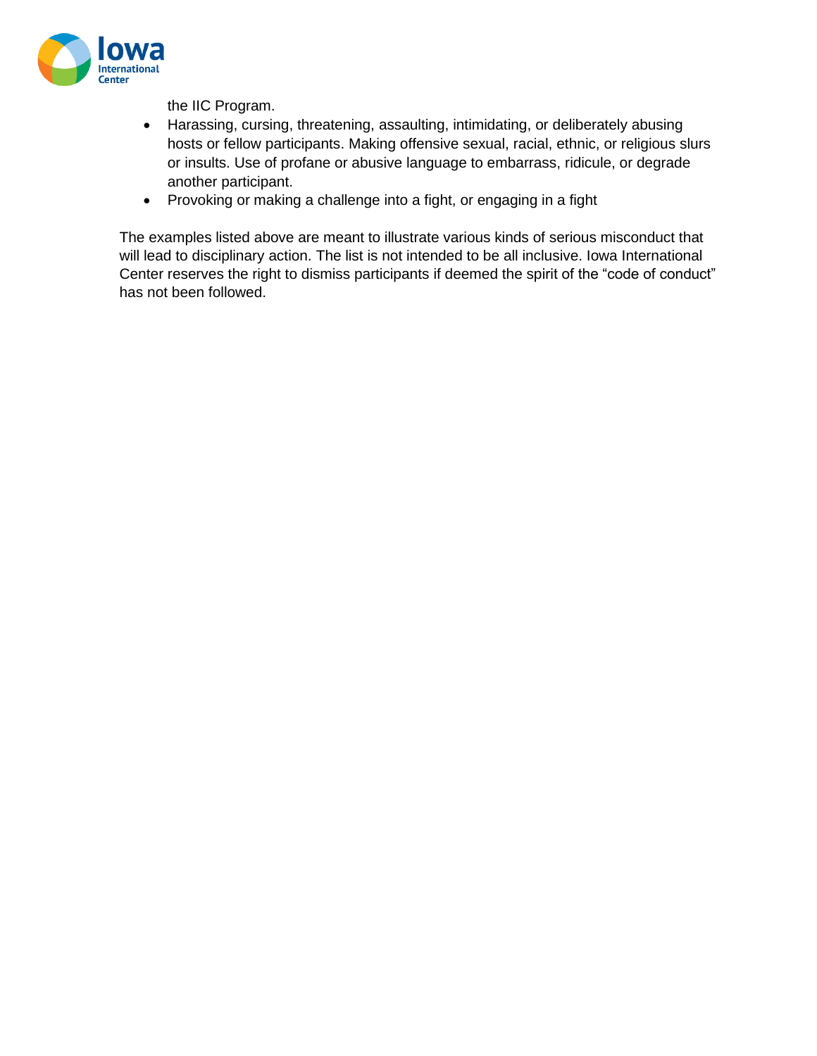the IIC Program.

- Harassing, cursing, threatening, assaulting, intimidating, or deliberately abusing hosts or fellow participants. Making offensive sexual, racial, ethnic, or religious slurs or insults. Use of profane or abusive language to embarrass, ridicule, or degrade another participant.
- Provoking or making a challenge into a fight, or engaging in a fight

The examples listed above are meant to illustrate various kinds of serious misconduct that will lead to disciplinary action. The list is not intended to be all inclusive. Iowa International Center reserves the right to dismiss participants if deemed the spirit of the “code of conduct” has not been followed.